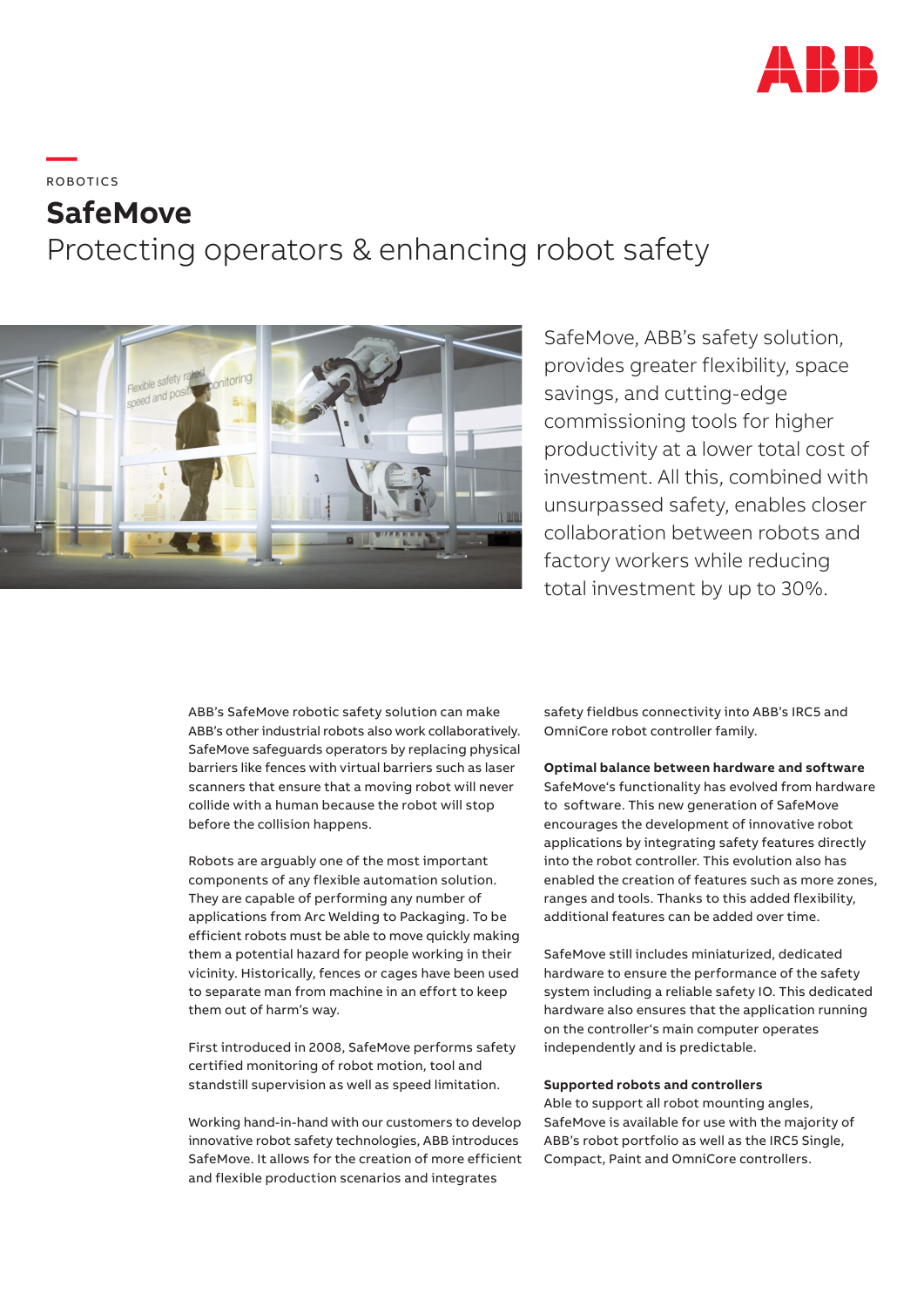ROBOTICS

# SafeMove

## Protecting operators & enhancing robot safety

SafeMove, ABB's safety solution, provides greater flexibility, space savings, and cutting-edge commissioning tools for higher productivity at a lower total cost of investment. All this, combined with unsurpassed safety, enables closer collaboration between robots and factory workers while reducing total investment by up to 30%.

ABB's SafeMove robotic safety solution can make ABB's other industrial robots also work collaboratively. SafeMove safeguards operators by replacing physical barriers like fences with virtual barriers such as laser scanners that ensure that a moving robot will never collide with a human because the robot will stop before the collision happens.

Robots are arguably one of the most important components of any flexible automation solution. They are capable of performing any number of applications from Arc Welding to Packaging. To be efficient robots must be able to move quickly making them a potential hazard for people working in their vicinity. Historically, fences or cages have been used to separate man from machine in an effort to keep them out of harm's way.

First introduced in 2008, SafeMove performs safety certified monitoring of robot motion, tool and standstill supervision as well as speed limitation.

Working hand-in-hand with our customers to develop innovative robot safety technologies, ABB introduces SafeMove. It allows for the creation of more efficient and flexible production scenarios and integrates safety fieldbus connectivity into ABB's IRC5 and OmniCore robot controller family.

**Optimal balance between hardware and software**
SafeMove's functionality has evolved from hardware to software. This new generation of SafeMove encourages the development of innovative robot applications by integrating safety features directly into the robot controller. This evolution also has enabled the creation of features such as more zones, ranges and tools. Thanks to this added flexibility, additional features can be added over time.

SafeMove still includes miniaturized, dedicated hardware to ensure the performance of the safety system including a reliable safety IO. This dedicated hardware also ensures that the application running on the controller's main computer operates independently and is predictable.

**Supported robots and controllers**
Able to support all robot mounting angles, SafeMove is available for use with the majority of ABB's robot portfolio as well as the IRC5 Single, Compact, Paint and OmniCore controllers.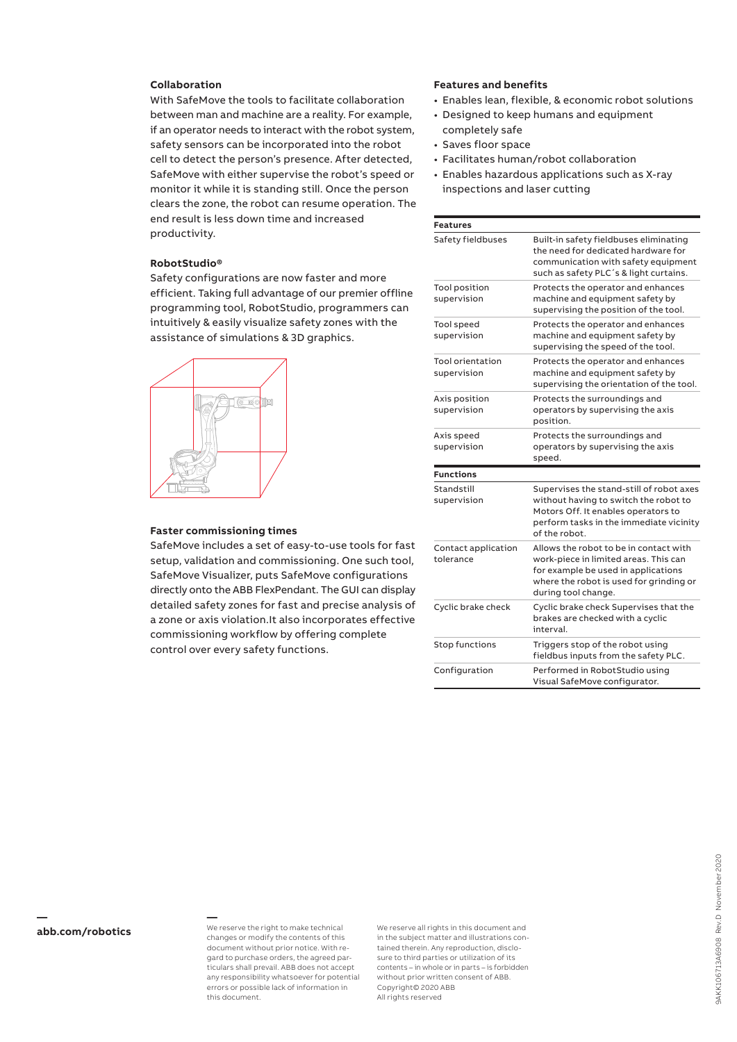#### Collaboration

With SafeMove the tools to facilitate collaboration between man and machine are a reality. For example, if an operator needs to interact with the robot system, safety sensors can be incorporated into the robot cell to detect the person's presence. After detected, SafeMove with either supervise the robot's speed or monitor it while it is standing still. Once the person clears the zone, the robot can resume operation. The end result is less down time and increased productivity.

#### RobotStudio®

Safety configurations are now faster and more efficient. Taking full advantage of our premier offline programming tool, RobotStudio, programmers can intuitively & easily visualize safety zones with the assistance of simulations & 3D graphics.

#### Faster commissioning times

SafeMove includes a set of easy-to-use tools for fast setup, validation and commissioning. One such tool, SafeMove Visualizer, puts SafeMove configurations directly onto the ABB FlexPendant. The GUI can display detailed safety zones for fast and precise analysis of a zone or axis violation.It also incorporates effective commissioning workflow by offering complete control over every safety functions.

#### Features and benefits

- Enables lean, flexible, & economic robot solutions
- Designed to keep humans and equipment completely safe
- Saves floor space
- Facilitates human/robot collaboration
- Enables hazardous applications such as X-ray inspections and laser cutting

| **Features** | |
|---|---|
| Safety fieldbuses | Built-in safety fieldbuses eliminating the need for dedicated hardware for communication with safety equipment such as safety PLC´s & light curtains. |
| Tool position supervision | Protects the operator and enhances machine and equipment safety by supervising the position of the tool. |
| Tool speed supervision | Protects the operator and enhances machine and equipment safety by supervising the speed of the tool. |
| Tool orientation supervision | Protects the operator and enhances machine and equipment safety by supervising the orientation of the tool. |
| Axis position supervision | Protects the surroundings and operators by supervising the axis position. |
| Axis speed supervision | Protects the surroundings and operators by supervising the axis speed. |
| **Functions** | |
| Standstill supervision | Supervises the stand-still of robot axes without having to switch the robot to Motors Off. It enables operators to perform tasks in the immediate vicinity of the robot. |
| Contact application tolerance | Allows the robot to be in contact with work-piece in limited areas. This can for example be used in applications where the robot is used for grinding or during tool change. |
| Cyclic brake check | Cyclic brake check Supervises that the brakes are checked with a cyclic interval. |
| Stop functions | Triggers stop of the robot using fieldbus inputs from the safety PLC. |
| Configuration | Performed in RobotStudio using Visual SafeMove configurator. |

**abb.com/robotics**

We reserve the right to make technical changes or modify the contents of this document without prior notice. With regard to purchase orders, the agreed particulars shall prevail. ABB does not accept any responsibility whatsoever for potential errors or possible lack of information in this document.

We reserve all rights in this document and in the subject matter and illustrations contained therein. Any reproduction, disclosure to third parties or utilization of its contents – in whole or in parts – is forbidden without prior written consent of ABB.
Copyright© 2020 ABB
All rights reserved

9AKK106713A6908 Rev.D November 2020